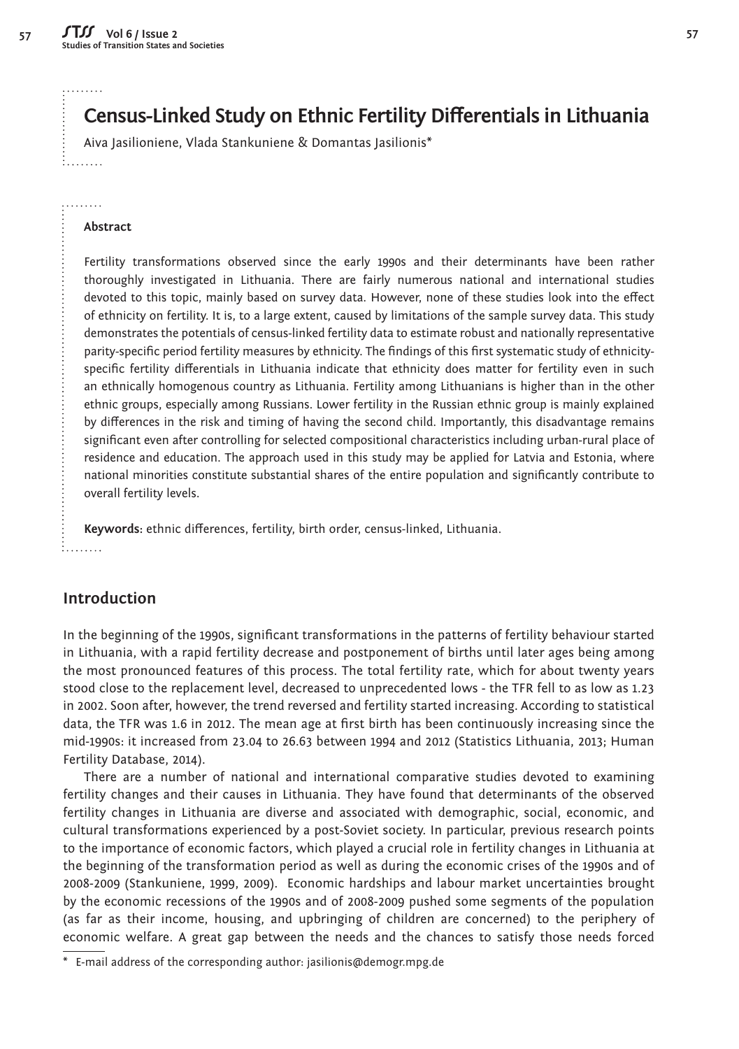# Census-Linked Study on Ethnic Fertility Differentials in Lithuania

Aiva Jasilioniene, Vlada Stankuniene & Domantas Jasilionis*

**Abstract**

Fertility transformations observed since the early 1990s and their determinants have been rather thoroughly investigated in Lithuania. There are fairly numerous national and international studies devoted to this topic, mainly based on survey data. However, none of these studies look into the effect of ethnicity on fertility. It is, to a large extent, caused by limitations of the sample survey data. This study demonstrates the potentials of census-linked fertility data to estimate robust and nationally representative parity-specific period fertility measures by ethnicity. The findings of this first systematic study of ethnicity-specific fertility differentials in Lithuania indicate that ethnicity does matter for fertility even in such an ethnically homogenous country as Lithuania. Fertility among Lithuanians is higher than in the other ethnic groups, especially among Russians. Lower fertility in the Russian ethnic group is mainly explained by differences in the risk and timing of having the second child. Importantly, this disadvantage remains significant even after controlling for selected compositional characteristics including urban-rural place of residence and education. The approach used in this study may be applied for Latvia and Estonia, where national minorities constitute substantial shares of the entire population and significantly contribute to overall fertility levels.

**Keywords**: ethnic differences, fertility, birth order, census-linked, Lithuania.

## Introduction

In the beginning of the 1990s, significant transformations in the patterns of fertility behaviour started in Lithuania, with a rapid fertility decrease and postponement of births until later ages being among the most pronounced features of this process. The total fertility rate, which for about twenty years stood close to the replacement level, decreased to unprecedented lows - the TFR fell to as low as 1.23 in 2002. Soon after, however, the trend reversed and fertility started increasing. According to statistical data, the TFR was 1.6 in 2012. The mean age at first birth has been continuously increasing since the mid-1990s: it increased from 23.04 to 26.63 between 1994 and 2012 (Statistics Lithuania, 2013; Human Fertility Database, 2014).

There are a number of national and international comparative studies devoted to examining fertility changes and their causes in Lithuania. They have found that determinants of the observed fertility changes in Lithuania are diverse and associated with demographic, social, economic, and cultural transformations experienced by a post-Soviet society. In particular, previous research points to the importance of economic factors, which played a crucial role in fertility changes in Lithuania at the beginning of the transformation period as well as during the economic crises of the 1990s and of 2008-2009 (Stankuniene, 1999, 2009). Economic hardships and labour market uncertainties brought by the economic recessions of the 1990s and of 2008-2009 pushed some segments of the population (as far as their income, housing, and upbringing of children are concerned) to the periphery of economic welfare. A great gap between the needs and the chances to satisfy those needs forced

* E-mail address of the corresponding author: jasilionis@demogr.mpg.de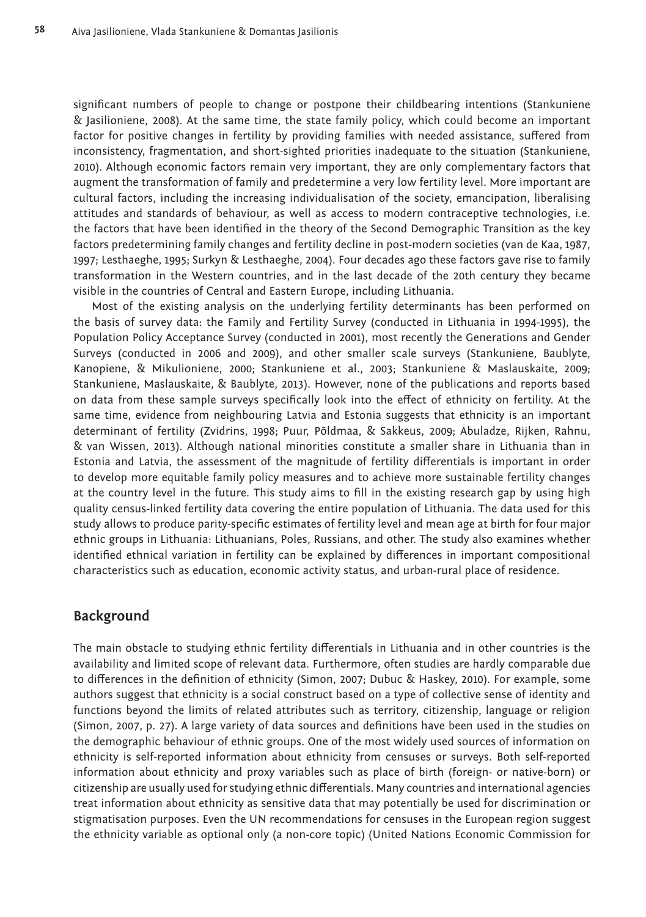significant numbers of people to change or postpone their childbearing intentions (Stankuniene & Jasilioniene, 2008). At the same time, the state family policy, which could become an important factor for positive changes in fertility by providing families with needed assistance, suffered from inconsistency, fragmentation, and short-sighted priorities inadequate to the situation (Stankuniene, 2010). Although economic factors remain very important, they are only complementary factors that augment the transformation of family and predetermine a very low fertility level. More important are cultural factors, including the increasing individualisation of the society, emancipation, liberalising attitudes and standards of behaviour, as well as access to modern contraceptive technologies, i.e. the factors that have been identified in the theory of the Second Demographic Transition as the key factors predetermining family changes and fertility decline in post-modern societies (van de Kaa, 1987, 1997; Lesthaeghe, 1995; Surkyn & Lesthaeghe, 2004). Four decades ago these factors gave rise to family transformation in the Western countries, and in the last decade of the 20th century they became visible in the countries of Central and Eastern Europe, including Lithuania.

Most of the existing analysis on the underlying fertility determinants has been performed on the basis of survey data: the Family and Fertility Survey (conducted in Lithuania in 1994-1995), the Population Policy Acceptance Survey (conducted in 2001), most recently the Generations and Gender Surveys (conducted in 2006 and 2009), and other smaller scale surveys (Stankuniene, Baublyte, Kanopiene, & Mikulioniene, 2000; Stankuniene et al., 2003; Stankuniene & Maslauskaite, 2009; Stankuniene, Maslauskaite, & Baublyte, 2013). However, none of the publications and reports based on data from these sample surveys specifically look into the effect of ethnicity on fertility. At the same time, evidence from neighbouring Latvia and Estonia suggests that ethnicity is an important determinant of fertility (Zvidrins, 1998; Puur, Põldmaa, & Sakkeus, 2009; Abuladze, Rijken, Rahnu, & van Wissen, 2013). Although national minorities constitute a smaller share in Lithuania than in Estonia and Latvia, the assessment of the magnitude of fertility differentials is important in order to develop more equitable family policy measures and to achieve more sustainable fertility changes at the country level in the future. This study aims to fill in the existing research gap by using high quality census-linked fertility data covering the entire population of Lithuania. The data used for this study allows to produce parity-specific estimates of fertility level and mean age at birth for four major ethnic groups in Lithuania: Lithuanians, Poles, Russians, and other. The study also examines whether identified ethnical variation in fertility can be explained by differences in important compositional characteristics such as education, economic activity status, and urban-rural place of residence.

## Background

The main obstacle to studying ethnic fertility differentials in Lithuania and in other countries is the availability and limited scope of relevant data. Furthermore, often studies are hardly comparable due to differences in the definition of ethnicity (Simon, 2007; Dubuc & Haskey, 2010). For example, some authors suggest that ethnicity is a social construct based on a type of collective sense of identity and functions beyond the limits of related attributes such as territory, citizenship, language or religion (Simon, 2007, p. 27). A large variety of data sources and definitions have been used in the studies on the demographic behaviour of ethnic groups. One of the most widely used sources of information on ethnicity is self-reported information about ethnicity from censuses or surveys. Both self-reported information about ethnicity and proxy variables such as place of birth (foreign- or native-born) or citizenship are usually used for studying ethnic differentials. Many countries and international agencies treat information about ethnicity as sensitive data that may potentially be used for discrimination or stigmatisation purposes. Even the UN recommendations for censuses in the European region suggest the ethnicity variable as optional only (a non-core topic) (United Nations Economic Commission for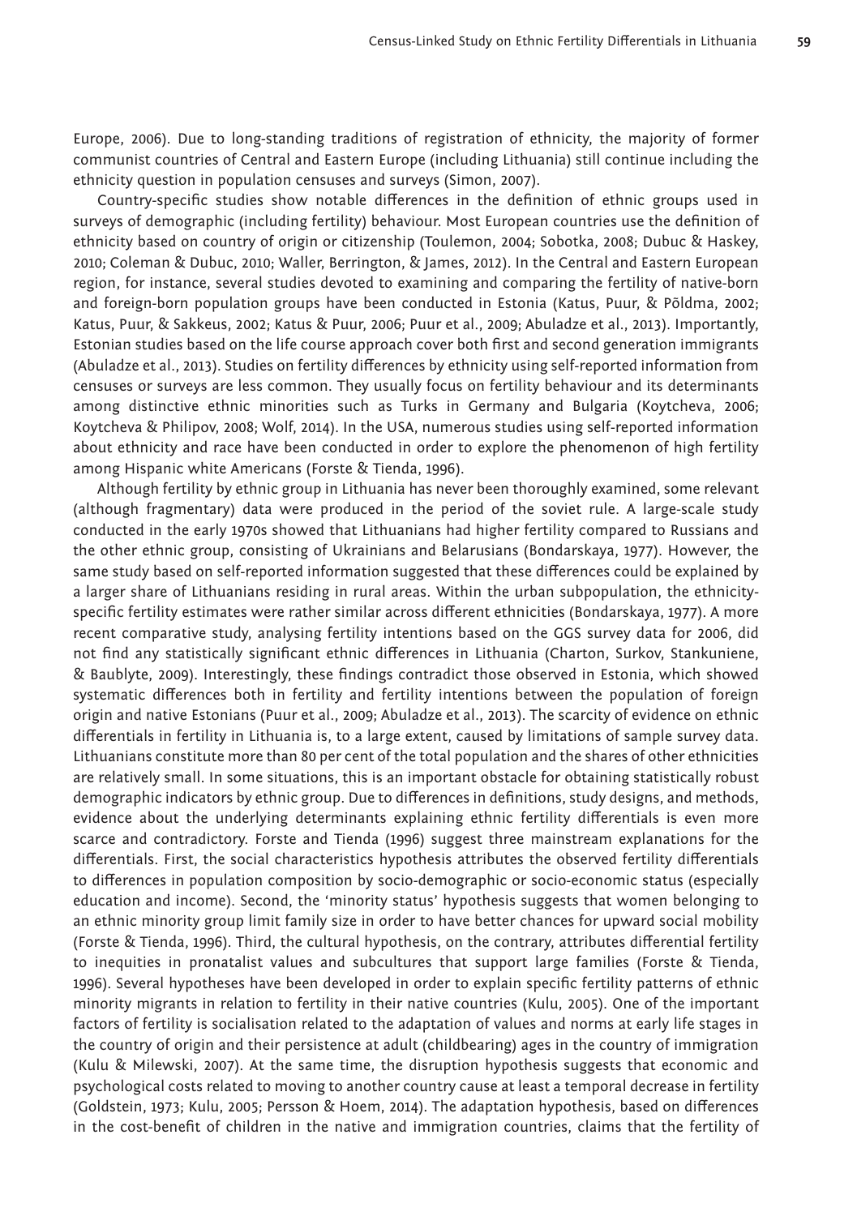Europe, 2006). Due to long-standing traditions of registration of ethnicity, the majority of former communist countries of Central and Eastern Europe (including Lithuania) still continue including the ethnicity question in population censuses and surveys (Simon, 2007).

Country-specific studies show notable differences in the definition of ethnic groups used in surveys of demographic (including fertility) behaviour. Most European countries use the definition of ethnicity based on country of origin or citizenship (Toulemon, 2004; Sobotka, 2008; Dubuc & Haskey, 2010; Coleman & Dubuc, 2010; Waller, Berrington, & James, 2012). In the Central and Eastern European region, for instance, several studies devoted to examining and comparing the fertility of native-born and foreign-born population groups have been conducted in Estonia (Katus, Puur, & Põldma, 2002; Katus, Puur, & Sakkeus, 2002; Katus & Puur, 2006; Puur et al., 2009; Abuladze et al., 2013). Importantly, Estonian studies based on the life course approach cover both first and second generation immigrants (Abuladze et al., 2013). Studies on fertility differences by ethnicity using self-reported information from censuses or surveys are less common. They usually focus on fertility behaviour and its determinants among distinctive ethnic minorities such as Turks in Germany and Bulgaria (Koytcheva, 2006; Koytcheva & Philipov, 2008; Wolf, 2014). In the USA, numerous studies using self-reported information about ethnicity and race have been conducted in order to explore the phenomenon of high fertility among Hispanic white Americans (Forste & Tienda, 1996).

Although fertility by ethnic group in Lithuania has never been thoroughly examined, some relevant (although fragmentary) data were produced in the period of the soviet rule. A large-scale study conducted in the early 1970s showed that Lithuanians had higher fertility compared to Russians and the other ethnic group, consisting of Ukrainians and Belarusians (Bondarskaya, 1977). However, the same study based on self-reported information suggested that these differences could be explained by a larger share of Lithuanians residing in rural areas. Within the urban subpopulation, the ethnicity-specific fertility estimates were rather similar across different ethnicities (Bondarskaya, 1977). A more recent comparative study, analysing fertility intentions based on the GGS survey data for 2006, did not find any statistically significant ethnic differences in Lithuania (Charton, Surkov, Stankuniene, & Baublyte, 2009). Interestingly, these findings contradict those observed in Estonia, which showed systematic differences both in fertility and fertility intentions between the population of foreign origin and native Estonians (Puur et al., 2009; Abuladze et al., 2013). The scarcity of evidence on ethnic differentials in fertility in Lithuania is, to a large extent, caused by limitations of sample survey data. Lithuanians constitute more than 80 per cent of the total population and the shares of other ethnicities are relatively small. In some situations, this is an important obstacle for obtaining statistically robust demographic indicators by ethnic group. Due to differences in definitions, study designs, and methods, evidence about the underlying determinants explaining ethnic fertility differentials is even more scarce and contradictory. Forste and Tienda (1996) suggest three mainstream explanations for the differentials. First, the social characteristics hypothesis attributes the observed fertility differentials to differences in population composition by socio-demographic or socio-economic status (especially education and income). Second, the 'minority status' hypothesis suggests that women belonging to an ethnic minority group limit family size in order to have better chances for upward social mobility (Forste & Tienda, 1996). Third, the cultural hypothesis, on the contrary, attributes differential fertility to inequities in pronatalist values and subcultures that support large families (Forste & Tienda, 1996). Several hypotheses have been developed in order to explain specific fertility patterns of ethnic minority migrants in relation to fertility in their native countries (Kulu, 2005). One of the important factors of fertility is socialisation related to the adaptation of values and norms at early life stages in the country of origin and their persistence at adult (childbearing) ages in the country of immigration (Kulu & Milewski, 2007). At the same time, the disruption hypothesis suggests that economic and psychological costs related to moving to another country cause at least a temporal decrease in fertility (Goldstein, 1973; Kulu, 2005; Persson & Hoem, 2014). The adaptation hypothesis, based on differences in the cost-benefit of children in the native and immigration countries, claims that the fertility of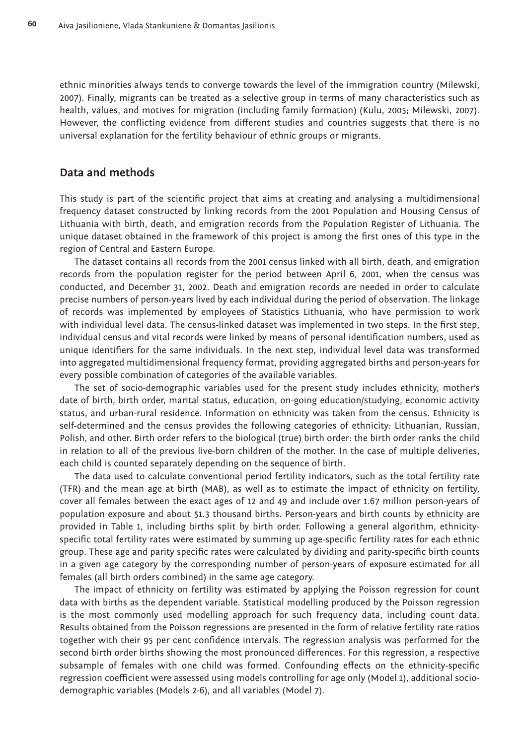ethnic minorities always tends to converge towards the level of the immigration country (Milewski, 2007). Finally, migrants can be treated as a selective group in terms of many characteristics such as health, values, and motives for migration (including family formation) (Kulu, 2005; Milewski, 2007). However, the conflicting evidence from different studies and countries suggests that there is no universal explanation for the fertility behaviour of ethnic groups or migrants.

## Data and methods

This study is part of the scientific project that aims at creating and analysing a multidimensional frequency dataset constructed by linking records from the 2001 Population and Housing Census of Lithuania with birth, death, and emigration records from the Population Register of Lithuania. The unique dataset obtained in the framework of this project is among the first ones of this type in the region of Central and Eastern Europe.

The dataset contains all records from the 2001 census linked with all birth, death, and emigration records from the population register for the period between April 6, 2001, when the census was conducted, and December 31, 2002. Death and emigration records are needed in order to calculate precise numbers of person-years lived by each individual during the period of observation. The linkage of records was implemented by employees of Statistics Lithuania, who have permission to work with individual level data. The census-linked dataset was implemented in two steps. In the first step, individual census and vital records were linked by means of personal identification numbers, used as unique identifiers for the same individuals. In the next step, individual level data was transformed into aggregated multidimensional frequency format, providing aggregated births and person-years for every possible combination of categories of the available variables.

The set of socio-demographic variables used for the present study includes ethnicity, mother's date of birth, birth order, marital status, education, on-going education/studying, economic activity status, and urban-rural residence. Information on ethnicity was taken from the census. Ethnicity is self-determined and the census provides the following categories of ethnicity: Lithuanian, Russian, Polish, and other. Birth order refers to the biological (true) birth order: the birth order ranks the child in relation to all of the previous live-born children of the mother. In the case of multiple deliveries, each child is counted separately depending on the sequence of birth.

The data used to calculate conventional period fertility indicators, such as the total fertility rate (TFR) and the mean age at birth (MAB), as well as to estimate the impact of ethnicity on fertility, cover all females between the exact ages of 12 and 49 and include over 1.67 million person-years of population exposure and about 51.3 thousand births. Person-years and birth counts by ethnicity are provided in Table 1, including births split by birth order. Following a general algorithm, ethnicity-specific total fertility rates were estimated by summing up age-specific fertility rates for each ethnic group. These age and parity specific rates were calculated by dividing and parity-specific birth counts in a given age category by the corresponding number of person-years of exposure estimated for all females (all birth orders combined) in the same age category.

The impact of ethnicity on fertility was estimated by applying the Poisson regression for count data with births as the dependent variable. Statistical modelling produced by the Poisson regression is the most commonly used modelling approach for such frequency data, including count data. Results obtained from the Poisson regressions are presented in the form of relative fertility rate ratios together with their 95 per cent confidence intervals. The regression analysis was performed for the second birth order births showing the most pronounced differences. For this regression, a respective subsample of females with one child was formed. Confounding effects on the ethnicity-specific regression coefficient were assessed using models controlling for age only (Model 1), additional socio-demographic variables (Models 2-6), and all variables (Model 7).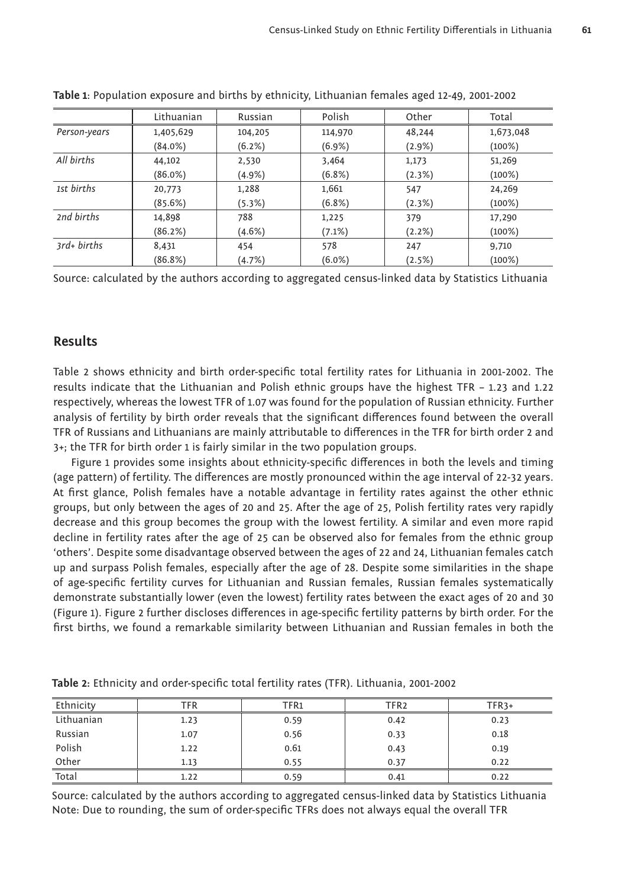**Table 1**: Population exposure and births by ethnicity, Lithuanian females aged 12-49, 2001-2002

| | Lithuanian | Russian | Polish | Other | Total |
|---|---|---|---|---|---|
| *Person-years* | 1,405,629 (84.0%) | 104,205 (6.2%) | 114,970 (6.9%) | 48,244 (2.9%) | 1,673,048 (100%) |
| *All births* | 44,102 (86.0%) | 2,530 (4.9%) | 3,464 (6.8%) | 1,173 (2.3%) | 51,269 (100%) |
| *1st births* | 20,773 (85.6%) | 1,288 (5.3%) | 1,661 (6.8%) | 547 (2.3%) | 24,269 (100%) |
| *2nd births* | 14,898 (86.2%) | 788 (4.6%) | 1,225 (7.1%) | 379 (2.2%) | 17,290 (100%) |
| *3rd+ births* | 8,431 (86.8%) | 454 (4.7%) | 578 (6.0%) | 247 (2.5%) | 9,710 (100%) |

Source: calculated by the authors according to aggregated census-linked data by Statistics Lithuania

## Results

Table 2 shows ethnicity and birth order-specific total fertility rates for Lithuania in 2001-2002. The results indicate that the Lithuanian and Polish ethnic groups have the highest TFR – 1.23 and 1.22 respectively, whereas the lowest TFR of 1.07 was found for the population of Russian ethnicity. Further analysis of fertility by birth order reveals that the significant differences found between the overall TFR of Russians and Lithuanians are mainly attributable to differences in the TFR for birth order 2 and 3+; the TFR for birth order 1 is fairly similar in the two population groups.

Figure 1 provides some insights about ethnicity-specific differences in both the levels and timing (age pattern) of fertility. The differences are mostly pronounced within the age interval of 22-32 years. At first glance, Polish females have a notable advantage in fertility rates against the other ethnic groups, but only between the ages of 20 and 25. After the age of 25, Polish fertility rates very rapidly decrease and this group becomes the group with the lowest fertility. A similar and even more rapid decline in fertility rates after the age of 25 can be observed also for females from the ethnic group 'others'. Despite some disadvantage observed between the ages of 22 and 24, Lithuanian females catch up and surpass Polish females, especially after the age of 28. Despite some similarities in the shape of age-specific fertility curves for Lithuanian and Russian females, Russian females systematically demonstrate substantially lower (even the lowest) fertility rates between the exact ages of 20 and 30 (Figure 1). Figure 2 further discloses differences in age-specific fertility patterns by birth order. For the first births, we found a remarkable similarity between Lithuanian and Russian females in both the

**Table 2**: Ethnicity and order-specific total fertility rates (TFR). Lithuania, 2001-2002

| Ethnicity | TFR | TFR1 | TFR2 | TFR3+ |
|---|---|---|---|---|
| Lithuanian | 1.23 | 0.59 | 0.42 | 0.23 |
| Russian | 1.07 | 0.56 | 0.33 | 0.18 |
| Polish | 1.22 | 0.61 | 0.43 | 0.19 |
| Other | 1.13 | 0.55 | 0.37 | 0.22 |
| Total | 1.22 | 0.59 | 0.41 | 0.22 |

Source: calculated by the authors according to aggregated census-linked data by Statistics Lithuania
Note: Due to rounding, the sum of order-specific TFRs does not always equal the overall TFR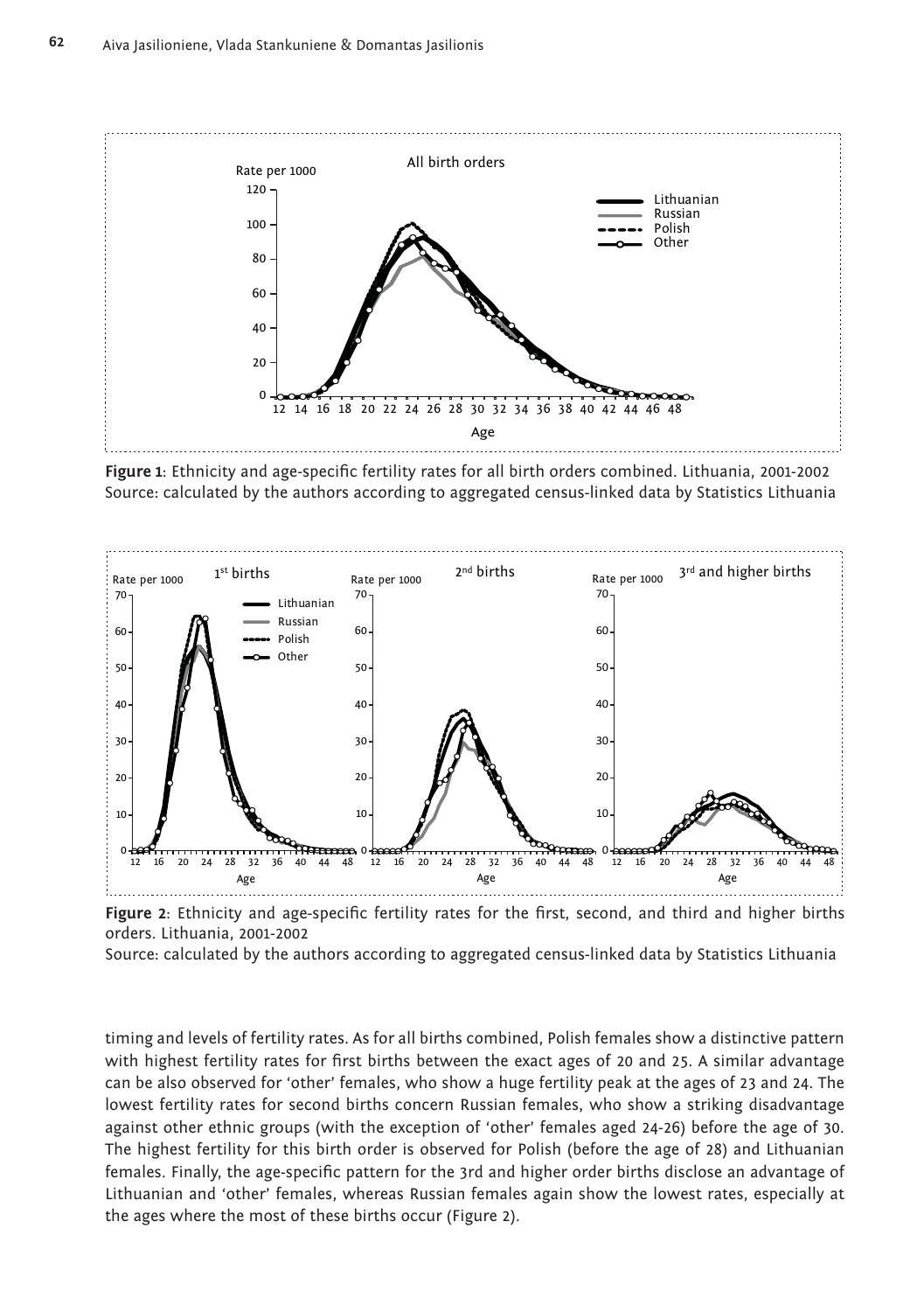**Figure 1**: Ethnicity and age-specific fertility rates for all birth orders combined. Lithuania, 2001-2002
Source: calculated by the authors according to aggregated census-linked data by Statistics Lithuania

**Figure 2**: Ethnicity and age-specific fertility rates for the first, second, and third and higher births orders. Lithuania, 2001-2002
Source: calculated by the authors according to aggregated census-linked data by Statistics Lithuania

timing and levels of fertility rates. As for all births combined, Polish females show a distinctive pattern with highest fertility rates for first births between the exact ages of 20 and 25. A similar advantage can be also observed for 'other' females, who show a huge fertility peak at the ages of 23 and 24. The lowest fertility rates for second births concern Russian females, who show a striking disadvantage against other ethnic groups (with the exception of 'other' females aged 24-26) before the age of 30. The highest fertility for this birth order is observed for Polish (before the age of 28) and Lithuanian females. Finally, the age-specific pattern for the 3rd and higher order births disclose an advantage of Lithuanian and 'other' females, whereas Russian females again show the lowest rates, especially at the ages where the most of these births occur (Figure 2).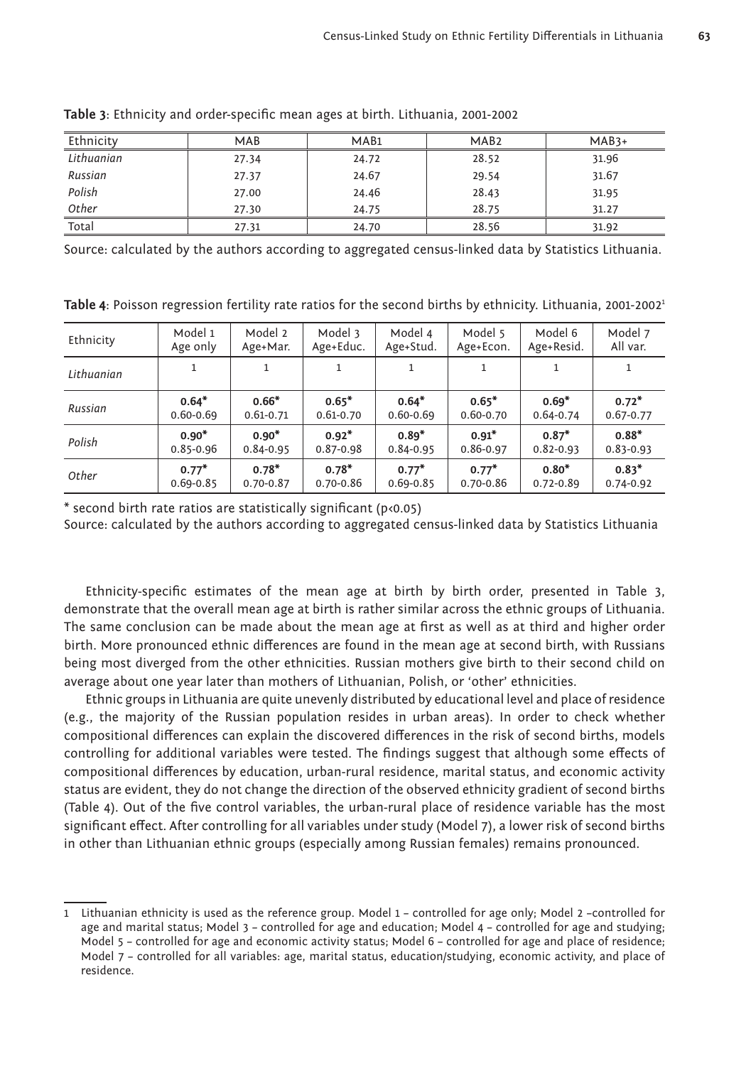**Table 3**: Ethnicity and order-specific mean ages at birth. Lithuania, 2001-2002

| Ethnicity | MAB | MAB1 | MAB2 | MAB3+ |
|---|---|---|---|---|
| *Lithuanian* | 27.34 | 24.72 | 28.52 | 31.96 |
| *Russian* | 27.37 | 24.67 | 29.54 | 31.67 |
| *Polish* | 27.00 | 24.46 | 28.43 | 31.95 |
| *Other* | 27.30 | 24.75 | 28.75 | 31.27 |
| Total | 27.31 | 24.70 | 28.56 | 31.92 |

Source: calculated by the authors according to aggregated census-linked data by Statistics Lithuania.

**Table 4**: Poisson regression fertility rate ratios for the second births by ethnicity. Lithuania, 2001-2002[1]

| Ethnicity | Model 1 Age only | Model 2 Age+Mar. | Model 3 Age+Educ. | Model 4 Age+Stud. | Model 5 Age+Econ. | Model 6 Age+Resid. | Model 7 All var. |
|---|---|---|---|---|---|---|---|
| *Lithuanian* | 1 | 1 | 1 | 1 | 1 | 1 | 1 |
| *Russian* | **0.64*** 0.60-0.69 | **0.66*** 0.61-0.71 | **0.65*** 0.61-0.70 | **0.64*** 0.60-0.69 | **0.65*** 0.60-0.70 | **0.69*** 0.64-0.74 | **0.72*** 0.67-0.77 |
| *Polish* | **0.90*** 0.85-0.96 | **0.90*** 0.84-0.95 | **0.92*** 0.87-0.98 | **0.89*** 0.84-0.95 | **0.91*** 0.86-0.97 | **0.87*** 0.82-0.93 | **0.88*** 0.83-0.93 |
| *Other* | **0.77*** 0.69-0.85 | **0.78*** 0.70-0.87 | **0.78*** 0.70-0.86 | **0.77*** 0.69-0.85 | **0.77*** 0.70-0.86 | **0.80*** 0.72-0.89 | **0.83*** 0.74-0.92 |

* second birth rate ratios are statistically significant ($p<0.05$)

Source: calculated by the authors according to aggregated census-linked data by Statistics Lithuania

Ethnicity-specific estimates of the mean age at birth by birth order, presented in Table 3, demonstrate that the overall mean age at birth is rather similar across the ethnic groups of Lithuania. The same conclusion can be made about the mean age at first as well as at third and higher order birth. More pronounced ethnic differences are found in the mean age at second birth, with Russians being most diverged from the other ethnicities. Russian mothers give birth to their second child on average about one year later than mothers of Lithuanian, Polish, or 'other' ethnicities.

Ethnic groups in Lithuania are quite unevenly distributed by educational level and place of residence (e.g., the majority of the Russian population resides in urban areas). In order to check whether compositional differences can explain the discovered differences in the risk of second births, models controlling for additional variables were tested. The findings suggest that although some effects of compositional differences by education, urban-rural residence, marital status, and economic activity status are evident, they do not change the direction of the observed ethnicity gradient of second births (Table 4). Out of the five control variables, the urban-rural place of residence variable has the most significant effect. After controlling for all variables under study (Model 7), a lower risk of second births in other than Lithuanian ethnic groups (especially among Russian females) remains pronounced.

---

[1] Lithuanian ethnicity is used as the reference group. Model 1 – controlled for age only; Model 2 –controlled for age and marital status; Model 3 – controlled for age and education; Model 4 – controlled for age and studying; Model 5 – controlled for age and economic activity status; Model 6 – controlled for age and place of residence; Model 7 – controlled for all variables: age, marital status, education/studying, economic activity, and place of residence.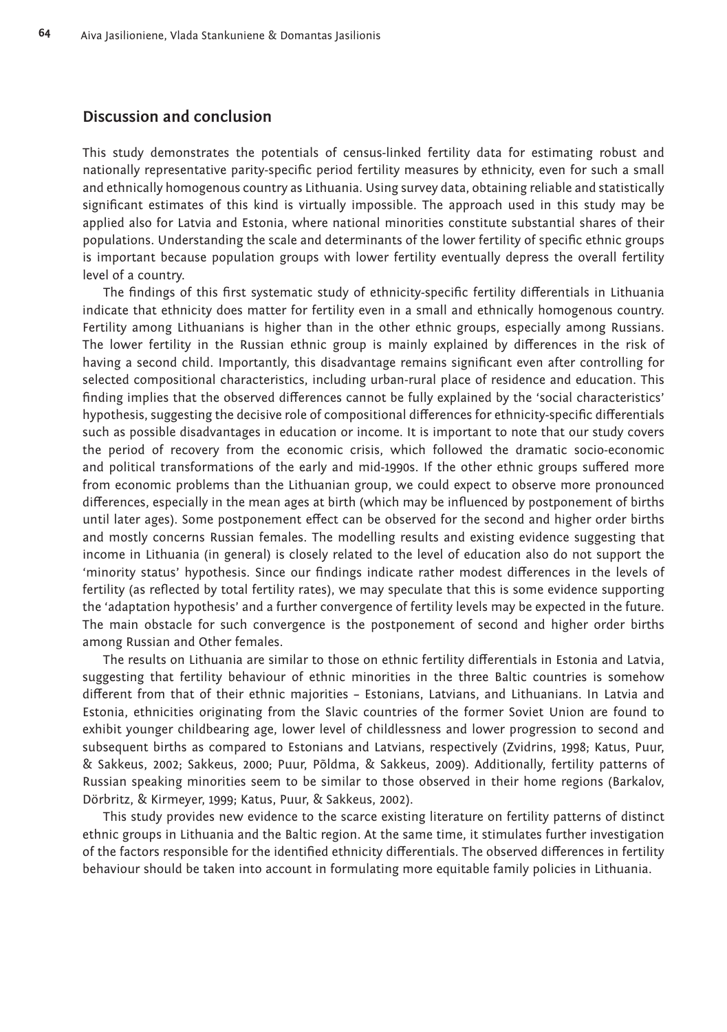## Discussion and conclusion

This study demonstrates the potentials of census-linked fertility data for estimating robust and nationally representative parity-specific period fertility measures by ethnicity, even for such a small and ethnically homogenous country as Lithuania. Using survey data, obtaining reliable and statistically significant estimates of this kind is virtually impossible. The approach used in this study may be applied also for Latvia and Estonia, where national minorities constitute substantial shares of their populations. Understanding the scale and determinants of the lower fertility of specific ethnic groups is important because population groups with lower fertility eventually depress the overall fertility level of a country.

The findings of this first systematic study of ethnicity-specific fertility differentials in Lithuania indicate that ethnicity does matter for fertility even in a small and ethnically homogenous country. Fertility among Lithuanians is higher than in the other ethnic groups, especially among Russians. The lower fertility in the Russian ethnic group is mainly explained by differences in the risk of having a second child. Importantly, this disadvantage remains significant even after controlling for selected compositional characteristics, including urban-rural place of residence and education. This finding implies that the observed differences cannot be fully explained by the 'social characteristics' hypothesis, suggesting the decisive role of compositional differences for ethnicity-specific differentials such as possible disadvantages in education or income. It is important to note that our study covers the period of recovery from the economic crisis, which followed the dramatic socio-economic and political transformations of the early and mid-1990s. If the other ethnic groups suffered more from economic problems than the Lithuanian group, we could expect to observe more pronounced differences, especially in the mean ages at birth (which may be influenced by postponement of births until later ages). Some postponement effect can be observed for the second and higher order births and mostly concerns Russian females. The modelling results and existing evidence suggesting that income in Lithuania (in general) is closely related to the level of education also do not support the 'minority status' hypothesis. Since our findings indicate rather modest differences in the levels of fertility (as reflected by total fertility rates), we may speculate that this is some evidence supporting the 'adaptation hypothesis' and a further convergence of fertility levels may be expected in the future. The main obstacle for such convergence is the postponement of second and higher order births among Russian and Other females.

The results on Lithuania are similar to those on ethnic fertility differentials in Estonia and Latvia, suggesting that fertility behaviour of ethnic minorities in the three Baltic countries is somehow different from that of their ethnic majorities – Estonians, Latvians, and Lithuanians. In Latvia and Estonia, ethnicities originating from the Slavic countries of the former Soviet Union are found to exhibit younger childbearing age, lower level of childlessness and lower progression to second and subsequent births as compared to Estonians and Latvians, respectively (Zvidrins, 1998; Katus, Puur, & Sakkeus, 2002; Sakkeus, 2000; Puur, Põldma, & Sakkeus, 2009). Additionally, fertility patterns of Russian speaking minorities seem to be similar to those observed in their home regions (Barkalov, Dörbritz, & Kirmeyer, 1999; Katus, Puur, & Sakkeus, 2002).

This study provides new evidence to the scarce existing literature on fertility patterns of distinct ethnic groups in Lithuania and the Baltic region. At the same time, it stimulates further investigation of the factors responsible for the identified ethnicity differentials. The observed differences in fertility behaviour should be taken into account in formulating more equitable family policies in Lithuania.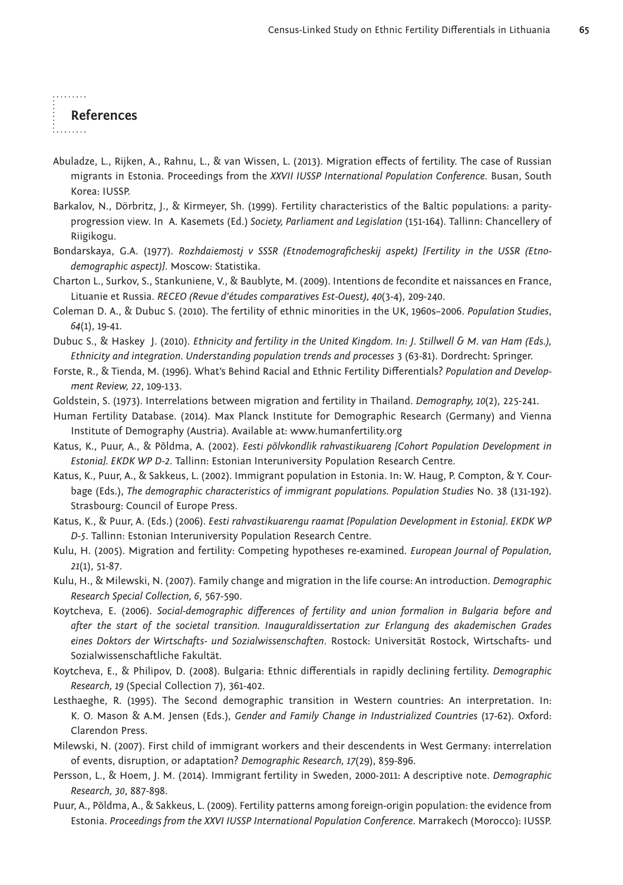## References

Abuladze, L., Rijken, A., Rahnu, L., & van Wissen, L. (2013). Migration effects of fertility. The case of Russian migrants in Estonia. Proceedings from the *XXVII IUSSP International Population Conference*. Busan, South Korea: IUSSP.

Barkalov, N., Dörbritz, J., & Kirmeyer, Sh. (1999). Fertility characteristics of the Baltic populations: a parity-progression view. In A. Kasemets (Ed.) *Society, Parliament and Legislation* (151-164). Tallinn: Chancellery of Riigikogu.

Bondarskaya, G.A. (1977). *Rozhdaiemostj v SSSR (Etnodemograficheskij aspekt) [Fertility in the USSR (Etnodemographic aspect)]*. Moscow: Statistika.

Charton L., Surkov, S., Stankuniene, V., & Baublyte, M. (2009). Intentions de fecondite et naissances en France, Lituanie et Russia. *RECEO (Revue d'études comparatives Est-Ouest), 40*(3-4), 209-240.

Coleman D. A., & Dubuc S. (2010). The fertility of ethnic minorities in the UK, 1960s–2006. *Population Studies*, *64*(1), 19-41.

Dubuc S., & Haskey J. (2010). *Ethnicity and fertility in the United Kingdom. In: J. Stillwell & M. van Ham (Eds.), Ethnicity and integration. Understanding population trends and processes* 3 (63-81). Dordrecht: Springer.

Forste, R., & Tienda, M. (1996). What's Behind Racial and Ethnic Fertility Differentials? *Population and Development Review, 22*, 109-133.

Goldstein, S. (1973). Interrelations between migration and fertility in Thailand. *Demography, 10*(2), 225-241.

Human Fertility Database. (2014). Max Planck Institute for Demographic Research (Germany) and Vienna Institute of Demography (Austria). Available at: www.humanfertility.org

Katus, K., Puur, A., & Põldma, A. (2002). *Eesti põlvkondlik rahvastikuareng [Cohort Population Development in Estonia]. EKDK WP D-2*. Tallinn: Estonian Interuniversity Population Research Centre.

Katus, K., Puur, A., & Sakkeus, L. (2002). Immigrant population in Estonia. In: W. Haug, P. Compton, & Y. Courbage (Eds.), *The demographic characteristics of immigrant populations. Population Studies* No. 38 (131-192). Strasbourg: Council of Europe Press.

Katus, K., & Puur, A. (Eds.) (2006). *Eesti rahvastikuarengu raamat [Population Development in Estonia]. EKDK WP D-5*. Tallinn: Estonian Interuniversity Population Research Centre.

Kulu, H. (2005). Migration and fertility: Competing hypotheses re-examined. *European Journal of Population, 21*(1), 51-87.

Kulu, H., & Milewski, N. (2007). Family change and migration in the life course: An introduction. *Demographic Research Special Collection, 6*, 567-590.

Koytcheva, E. (2006). *Social-demographic differences of fertility and union formalion in Bulgaria before and after the start of the societal transition. Inauguraldissertation zur Erlangung des akademischen Grades eines Doktors der Wirtschafts- und Sozialwissenschaften*. Rostock: Universität Rostock, Wirtschafts- und Sozialwissenschaftliche Fakultät.

Koytcheva, E., & Philipov, D. (2008). Bulgaria: Ethnic differentials in rapidly declining fertility. *Demographic Research, 19* (Special Collection 7), 361-402.

Lesthaeghe, R. (1995). The Second demographic transition in Western countries: An interpretation. In: K. O. Mason & A.M. Jensen (Eds.), *Gender and Family Change in Industrialized Countries* (17-62). Oxford: Clarendon Press.

Milewski, N. (2007). First child of immigrant workers and their descendents in West Germany: interrelation of events, disruption, or adaptation? *Demographic Research, 17*(29), 859-896.

Persson, L., & Hoem, J. M. (2014). Immigrant fertility in Sweden, 2000-2011: A descriptive note. *Demographic Research, 30*, 887-898.

Puur, A., Põldma, A., & Sakkeus, L. (2009). Fertility patterns among foreign-origin population: the evidence from Estonia. *Proceedings from the XXVI IUSSP International Population Conference*. Marrakech (Morocco): IUSSP.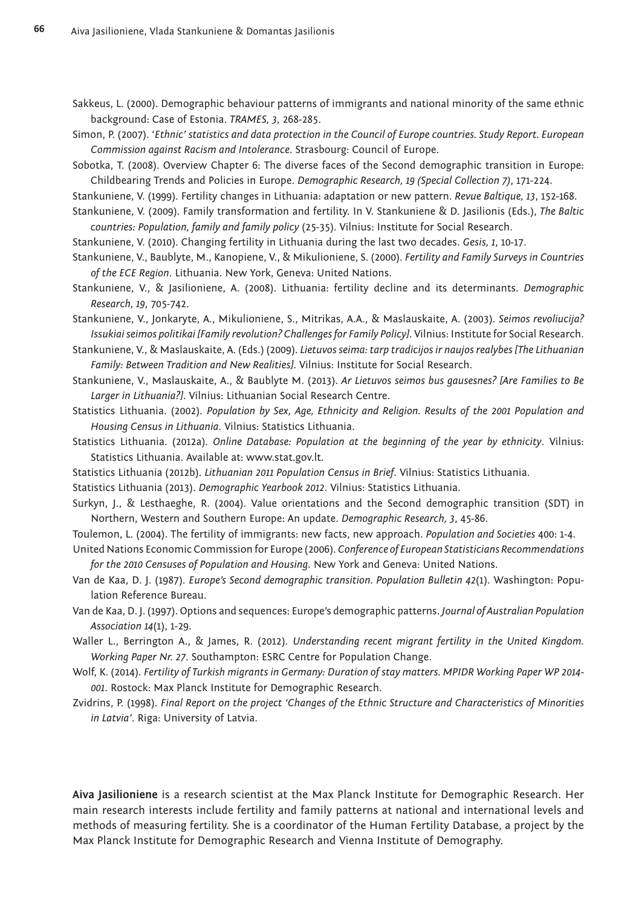Sakkeus, L. (2000). Demographic behaviour patterns of immigrants and national minority of the same ethnic background: Case of Estonia. *TRAMES, 3*, 268-285.

Simon, P. (2007). '*Ethnic' statistics and data protection in the Council of Europe countries. Study Report. European Commission against Racism and Intolerance*. Strasbourg: Council of Europe.

Sobotka, T. (2008). Overview Chapter 6: The diverse faces of the Second demographic transition in Europe: Childbearing Trends and Policies in Europe. *Demographic Research, 19 (Special Collection 7)*, 171-224.

Stankuniene, V. (1999). Fertility changes in Lithuania: adaptation or new pattern. *Revue Baltique, 13*, 152-168.

Stankuniene, V. (2009). Family transformation and fertility. In V. Stankuniene & D. Jasilionis (Eds.), *The Baltic countries: Population, family and family policy* (25-35). Vilnius: Institute for Social Research.

Stankuniene, V. (2010). Changing fertility in Lithuania during the last two decades. *Gesis, 1*, 10-17.

Stankuniene, V., Baublyte, M., Kanopiene, V., & Mikulioniene, S. (2000). *Fertility and Family Surveys in Countries of the ECE Region*. Lithuania. New York, Geneva: United Nations.

Stankuniene, V., & Jasilioniene, A. (2008). Lithuania: fertility decline and its determinants. *Demographic Research, 19*, 705-742.

Stankuniene, V., Jonkaryte, A., Mikulioniene, S., Mitrikas, A.A., & Maslauskaite, A. (2003). *Seimos revoliucija? Issukiai seimos politikai [Family revolution? Challenges for Family Policy]*. Vilnius: Institute for Social Research.

Stankuniene, V., & Maslauskaite, A. (Eds.) (2009). *Lietuvos seima: tarp tradicijos ir naujos realybes [The Lithuanian Family: Between Tradition and New Realities]*. Vilnius: Institute for Social Research.

Stankuniene, V., Maslauskaite, A., & Baublyte M. (2013). *Ar Lietuvos seimos bus gausesnes? [Are Families to Be Larger in Lithuania?]*. Vilnius: Lithuanian Social Research Centre.

Statistics Lithuania. (2002). *Population by Sex, Age, Ethnicity and Religion. Results of the 2001 Population and Housing Census in Lithuania*. Vilnius: Statistics Lithuania.

Statistics Lithuania. (2012a). *Online Database: Population at the beginning of the year by ethnicity*. Vilnius: Statistics Lithuania. Available at: www.stat.gov.lt.

Statistics Lithuania (2012b). *Lithuanian 2011 Population Census in Brief*. Vilnius: Statistics Lithuania.

Statistics Lithuania (2013). *Demographic Yearbook 2012*. Vilnius: Statistics Lithuania.

Surkyn, J., & Lesthaeghe, R. (2004). Value orientations and the Second demographic transition (SDT) in Northern, Western and Southern Europe: An update. *Demographic Research, 3*, 45-86.

Toulemon, L. (2004). The fertility of immigrants: new facts, new approach. *Population and Societies* 400: 1-4.

United Nations Economic Commission for Europe (2006). *Conference of European Statisticians Recommendations for the 2010 Censuses of Population and Housing.* New York and Geneva: United Nations.

Van de Kaa, D. J. (1987). *Europe's Second demographic transition. Population Bulletin 42*(1). Washington: Population Reference Bureau.

Van de Kaa, D. J. (1997). Options and sequences: Europe's demographic patterns. *Journal of Australian Population Association 14*(1), 1-29.

Waller L., Berrington A., & James, R. (2012). *Understanding recent migrant fertility in the United Kingdom. Working Paper Nr. 27*. Southampton: ESRC Centre for Population Change.

Wolf, K. (2014). *Fertility of Turkish migrants in Germany: Duration of stay matters. MPIDR Working Paper WP 2014-001*. Rostock: Max Planck Institute for Demographic Research.

Zvidrins, P. (1998). *Final Report on the project 'Changes of the Ethnic Structure and Characteristics of Minorities in Latvia'*. Riga: University of Latvia.

**Aiva Jasilioniene** is a research scientist at the Max Planck Institute for Demographic Research. Her main research interests include fertility and family patterns at national and international levels and methods of measuring fertility. She is a coordinator of the Human Fertility Database, a project by the Max Planck Institute for Demographic Research and Vienna Institute of Demography.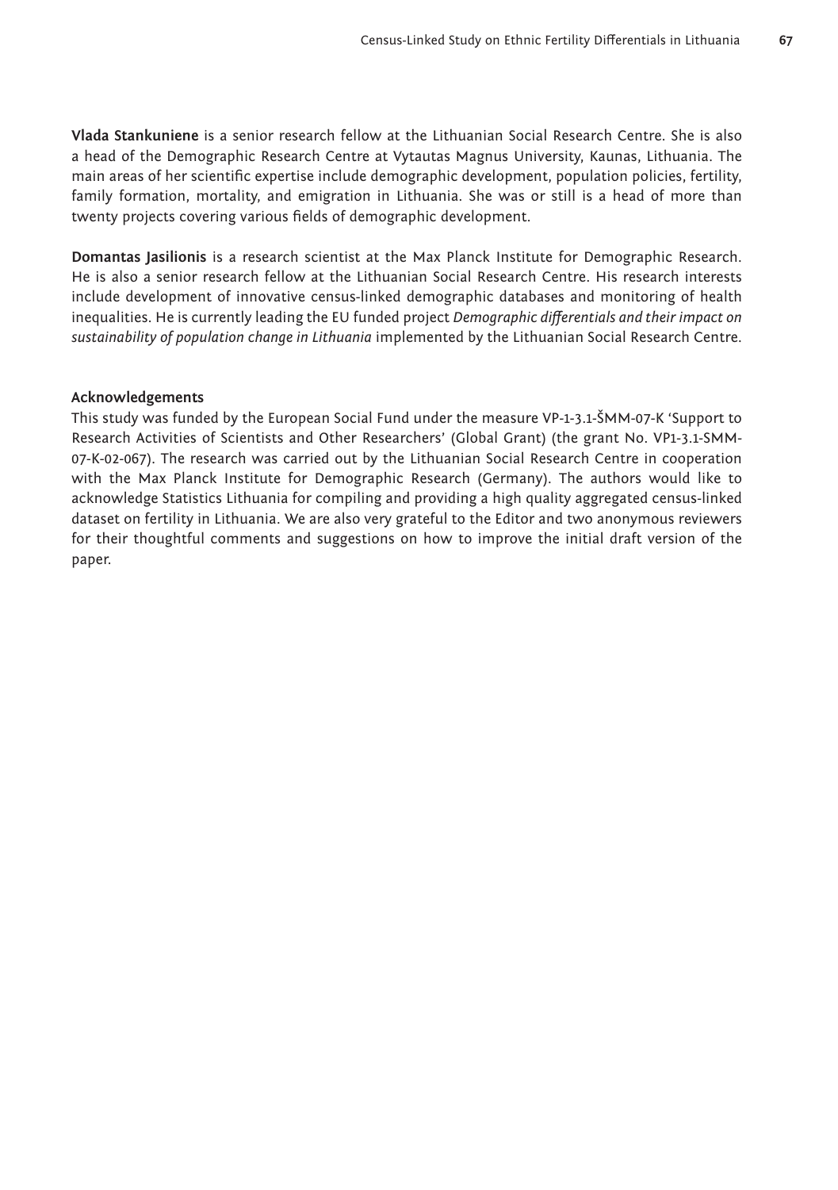**Vlada Stankuniene** is a senior research fellow at the Lithuanian Social Research Centre. She is also a head of the Demographic Research Centre at Vytautas Magnus University, Kaunas, Lithuania. The main areas of her scientific expertise include demographic development, population policies, fertility, family formation, mortality, and emigration in Lithuania. She was or still is a head of more than twenty projects covering various fields of demographic development.

**Domantas Jasilionis** is a research scientist at the Max Planck Institute for Demographic Research. He is also a senior research fellow at the Lithuanian Social Research Centre. His research interests include development of innovative census-linked demographic databases and monitoring of health inequalities. He is currently leading the EU funded project *Demographic differentials and their impact on sustainability of population change in Lithuania* implemented by the Lithuanian Social Research Centre.

### Acknowledgements

This study was funded by the European Social Fund under the measure VP-1-3.1-ŠMM-07-K 'Support to Research Activities of Scientists and Other Researchers' (Global Grant) (the grant No. VP1-3.1-SMM-07-K-02-067). The research was carried out by the Lithuanian Social Research Centre in cooperation with the Max Planck Institute for Demographic Research (Germany). The authors would like to acknowledge Statistics Lithuania for compiling and providing a high quality aggregated census-linked dataset on fertility in Lithuania. We are also very grateful to the Editor and two anonymous reviewers for their thoughtful comments and suggestions on how to improve the initial draft version of the paper.